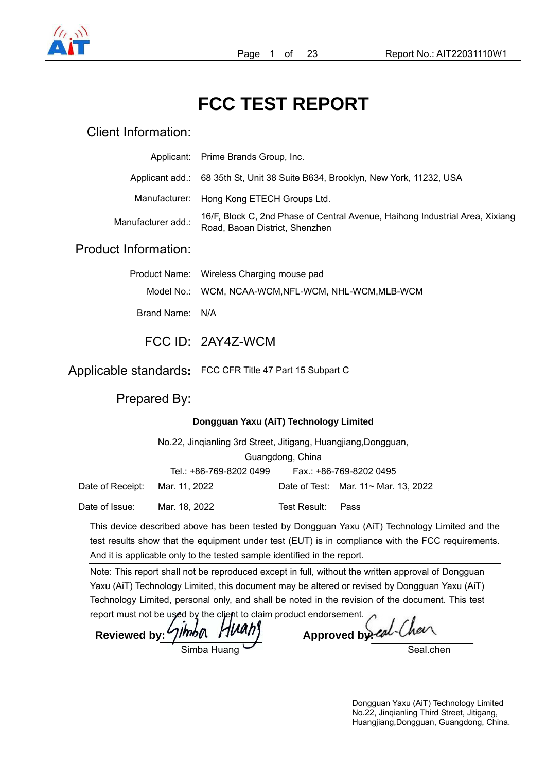# FCC TEST REPORT

## Client Information:

| | |
|---|---|
| Applicant: | Prime Brands Group, Inc. |
| Applicant add.: | 68 35th St, Unit 38 Suite B634, Brooklyn, New York, 11232, USA |
| Manufacturer: | Hong Kong ETECH Groups Ltd. |
| Manufacturer add.: | 16/F, Block C, 2nd Phase of Central Avenue, Haihong Industrial Area, Xixiang Road, Baoan District, Shenzhen |

## Product Information:

| | |
|---|---|
| Product Name: | Wireless Charging mouse pad |
| Model No.: | WCM, NCAA-WCM,NFL-WCM, NHL-WCM,MLB-WCM |
| Brand Name: | N/A |

**FCC ID:** 2AY4Z-WCM

**Applicable standards:** FCC CFR Title 47 Part 15 Subpart C

## Prepared By:

**Dongguan Yaxu (AiT) Technology Limited**

No.22, Jinqianling 3rd Street, Jitigang, Huangjiang,Dongguan, Guangdong, China

Tel.: +86-769-8202 0499 Fax.: +86-769-8202 0495

| | | | |
|---|---|---|---|
| Date of Receipt: | Mar. 11, 2022 | Date of Test: | Mar. 11~ Mar. 13, 2022 |
| Date of Issue: | Mar. 18, 2022 | Test Result: | Pass |

This device described above has been tested by Dongguan Yaxu (AiT) Technology Limited and the test results show that the equipment under test (EUT) is in compliance with the FCC requirements. And it is applicable only to the tested sample identified in the report.

Note: This report shall not be reproduced except in full, without the written approval of Dongguan Yaxu (AiT) Technology Limited, this document may be altered or revised by Dongguan Yaxu (AiT) Technology Limited, personal only, and shall be noted in the revision of the document. This test report must not be used by the client to claim product endorsement.

**Reviewed by:** Simba Huang

**Approved by:** Seal.chen

Dongguan Yaxu (AiT) Technology Limited
No.22, Jinqianling Third Street, Jitigang, Huangjiang,Dongguan, Guangdong, China.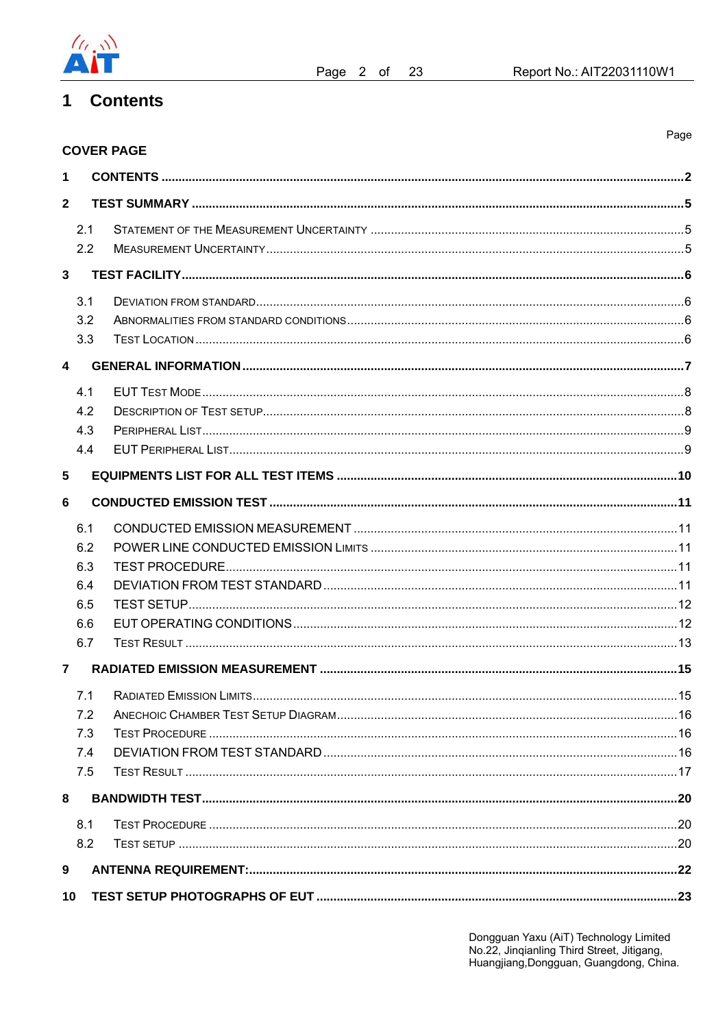# 1 Contents

| | Page |
|---|---|
| **COVER PAGE** | |
| **1 CONTENTS** | **2** |
| **2 TEST SUMMARY** | **5** |
| 2.1 STATEMENT OF THE MEASUREMENT UNCERTAINTY | 5 |
| 2.2 MEASUREMENT UNCERTAINTY | 5 |
| **3 TEST FACILITY** | **6** |
| 3.1 DEVIATION FROM STANDARD | 6 |
| 3.2 ABNORMALITIES FROM STANDARD CONDITIONS | 6 |
| 3.3 TEST LOCATION | 6 |
| **4 GENERAL INFORMATION** | **7** |
| 4.1 EUT TEST MODE | 8 |
| 4.2 DESCRIPTION OF TEST SETUP | 8 |
| 4.3 PERIPHERAL LIST | 9 |
| 4.4 EUT PERIPHERAL LIST | 9 |
| **5 EQUIPMENTS LIST FOR ALL TEST ITEMS** | **10** |
| **6 CONDUCTED EMISSION TEST** | **11** |
| 6.1 CONDUCTED EMISSION MEASUREMENT | 11 |
| 6.2 POWER LINE CONDUCTED EMISSION LIMITS | 11 |
| 6.3 TEST PROCEDURE | 11 |
| 6.4 DEVIATION FROM TEST STANDARD | 11 |
| 6.5 TEST SETUP | 12 |
| 6.6 EUT OPERATING CONDITIONS | 12 |
| 6.7 TEST RESULT | 13 |
| **7 RADIATED EMISSION MEASUREMENT** | **15** |
| 7.1 RADIATED EMISSION LIMITS | 15 |
| 7.2 ANECHOIC CHAMBER TEST SETUP DIAGRAM | 16 |
| 7.3 TEST PROCEDURE | 16 |
| 7.4 DEVIATION FROM TEST STANDARD | 16 |
| 7.5 TEST RESULT | 17 |
| **8 BANDWIDTH TEST** | **20** |
| 8.1 TEST PROCEDURE | 20 |
| 8.2 TEST SETUP | 20 |
| **9 ANTENNA REQUIREMENT:** | **22** |
| **10 TEST SETUP PHOTOGRAPHS OF EUT** | **23** |

Dongguan Yaxu (AiT) Technology Limited
No.22, Jinqianling Third Street, Jitigang,
Huangjiang,Dongguan, Guangdong, China.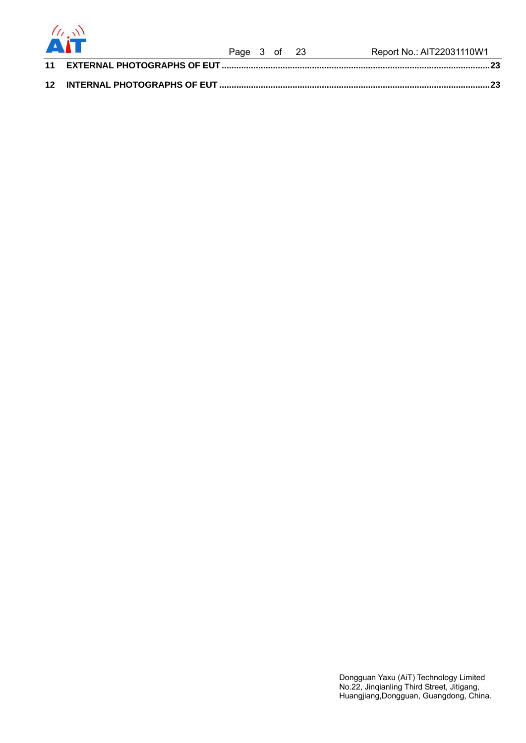**11 EXTERNAL PHOTOGRAPHS OF EUT .......................................................................................................... 23**

**12 INTERNAL PHOTOGRAPHS OF EUT ........................................................................................................... 23**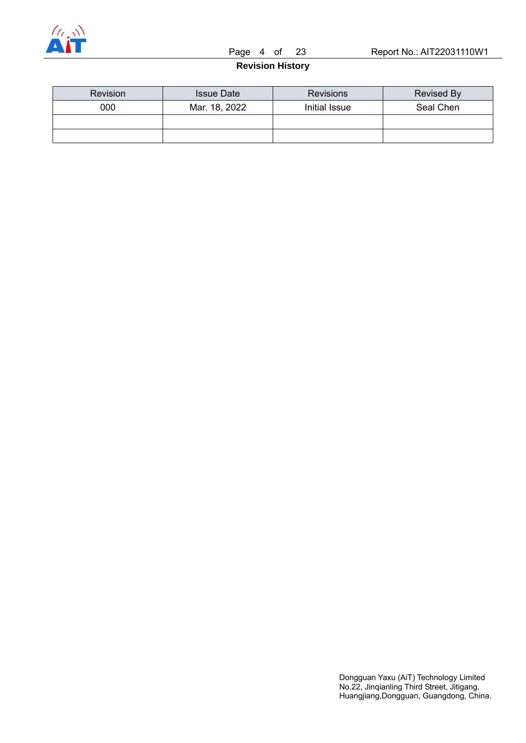## Revision History

| Revision | Issue Date | Revisions | Revised By |
|---|---|---|---|
| 000 | Mar. 18, 2022 | Initial Issue | Seal Chen |
| | | | |
| | | | |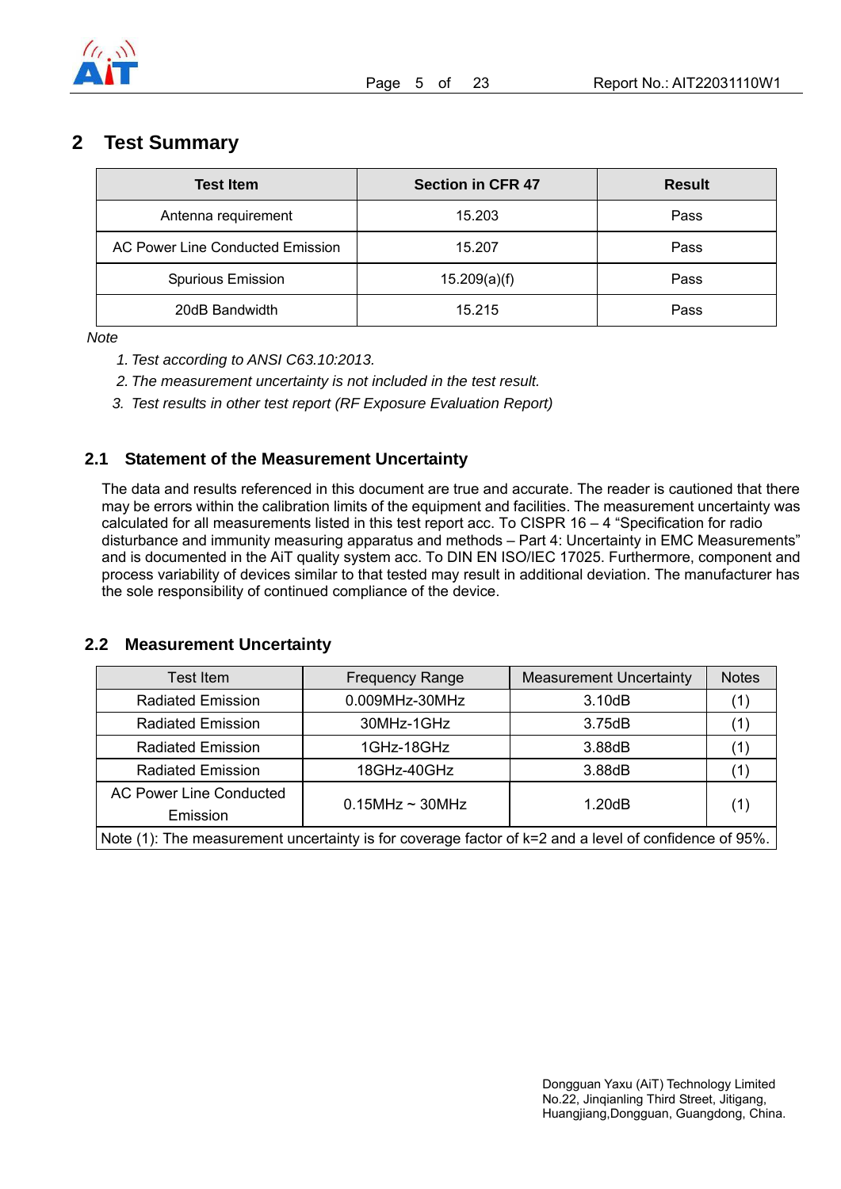## 2 Test Summary

| Test Item | Section in CFR 47 | Result |
|---|---|---|
| Antenna requirement | 15.203 | Pass |
| AC Power Line Conducted Emission | 15.207 | Pass |
| Spurious Emission | 15.209(a)(f) | Pass |
| 20dB Bandwidth | 15.215 | Pass |

*Note*

1. *Test according to ANSI C63.10:2013.*
2. *The measurement uncertainty is not included in the test result.*
3. *Test results in other test report (RF Exposure Evaluation Report)*

### 2.1 Statement of the Measurement Uncertainty

The data and results referenced in this document are true and accurate. The reader is cautioned that there may be errors within the calibration limits of the equipment and facilities. The measurement uncertainty was calculated for all measurements listed in this test report acc. To CISPR 16 – 4 "Specification for radio disturbance and immunity measuring apparatus and methods – Part 4: Uncertainty in EMC Measurements" and is documented in the AiT quality system acc. To DIN EN ISO/IEC 17025. Furthermore, component and process variability of devices similar to that tested may result in additional deviation. The manufacturer has the sole responsibility of continued compliance of the device.

### 2.2 Measurement Uncertainty

| Test Item | Frequency Range | Measurement Uncertainty | Notes |
|---|---|---|---|
| Radiated Emission | 0.009MHz-30MHz | 3.10dB | (1) |
| Radiated Emission | 30MHz-1GHz | 3.75dB | (1) |
| Radiated Emission | 1GHz-18GHz | 3.88dB | (1) |
| Radiated Emission | 18GHz-40GHz | 3.88dB | (1) |
| AC Power Line Conducted Emission | 0.15MHz ~ 30MHz | 1.20dB | (1) |
| Note (1): The measurement uncertainty is for coverage factor of k=2 and a level of confidence of 95%. | | | |

Dongguan Yaxu (AiT) Technology Limited
No.22, Jinqianling Third Street, Jitigang,
Huangjiang,Dongguan, Guangdong, China.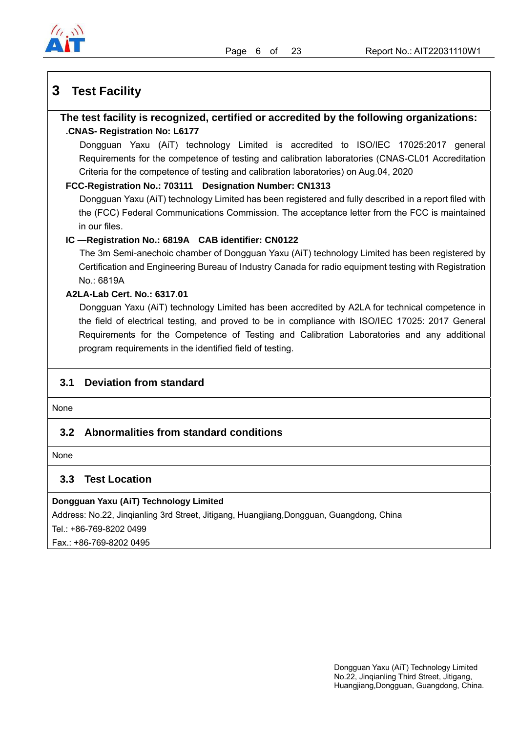# 3 Test Facility

**The test facility is recognized, certified or accredited by the following organizations:**

**.CNAS- Registration No: L6177**

Dongguan Yaxu (AiT) technology Limited is accredited to ISO/IEC 17025:2017 general Requirements for the competence of testing and calibration laboratories (CNAS-CL01 Accreditation Criteria for the competence of testing and calibration laboratories) on Aug.04, 2020

**FCC-Registration No.: 703111 Designation Number: CN1313**

Dongguan Yaxu (AiT) technology Limited has been registered and fully described in a report filed with the (FCC) Federal Communications Commission. The acceptance letter from the FCC is maintained in our files.

**IC —Registration No.: 6819A CAB identifier: CN0122**

The 3m Semi-anechoic chamber of Dongguan Yaxu (AiT) technology Limited has been registered by Certification and Engineering Bureau of Industry Canada for radio equipment testing with Registration No.: 6819A

**A2LA-Lab Cert. No.: 6317.01**

Dongguan Yaxu (AiT) technology Limited has been accredited by A2LA for technical competence in the field of electrical testing, and proved to be in compliance with ISO/IEC 17025: 2017 General Requirements for the Competence of Testing and Calibration Laboratories and any additional program requirements in the identified field of testing.

## 3.1 Deviation from standard

None

## 3.2 Abnormalities from standard conditions

None

## 3.3 Test Location

**Dongguan Yaxu (AiT) Technology Limited**

Address: No.22, Jinqianling 3rd Street, Jitigang, Huangjiang,Dongguan, Guangdong, China

Tel.: +86-769-8202 0499

Fax.: +86-769-8202 0495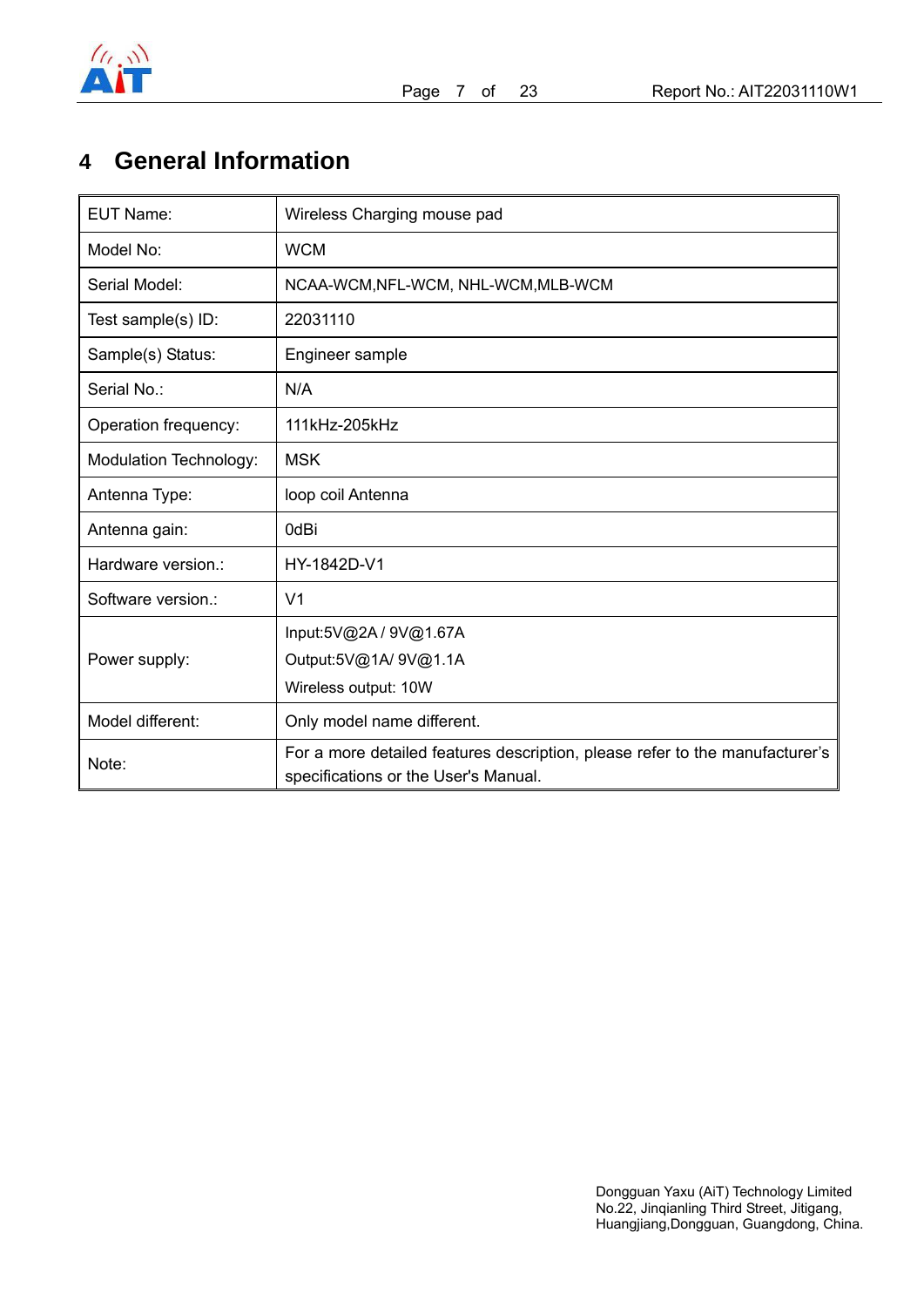# 4 General Information

| EUT Name: | Wireless Charging mouse pad |
|---|---|
| Model No: | WCM |
| Serial Model: | NCAA-WCM,NFL-WCM, NHL-WCM,MLB-WCM |
| Test sample(s) ID: | 22031110 |
| Sample(s) Status: | Engineer sample |
| Serial No.: | N/A |
| Operation frequency: | 111kHz-205kHz |
| Modulation Technology: | MSK |
| Antenna Type: | loop coil Antenna |
| Antenna gain: | 0dBi |
| Hardware version.: | HY-1842D-V1 |
| Software version.: | V1 |
| Power supply: | Input:5V@2A / 9V@1.67A<br>Output:5V@1A/ 9V@1.1A<br>Wireless output: 10W |
| Model different: | Only model name different. |
| Note: | For a more detailed features description, please refer to the manufacturer's specifications or the User's Manual. |

Dongguan Yaxu (AiT) Technology Limited
No.22, Jinqianling Third Street, Jitigang,
Huangjiang,Dongguan, Guangdong, China.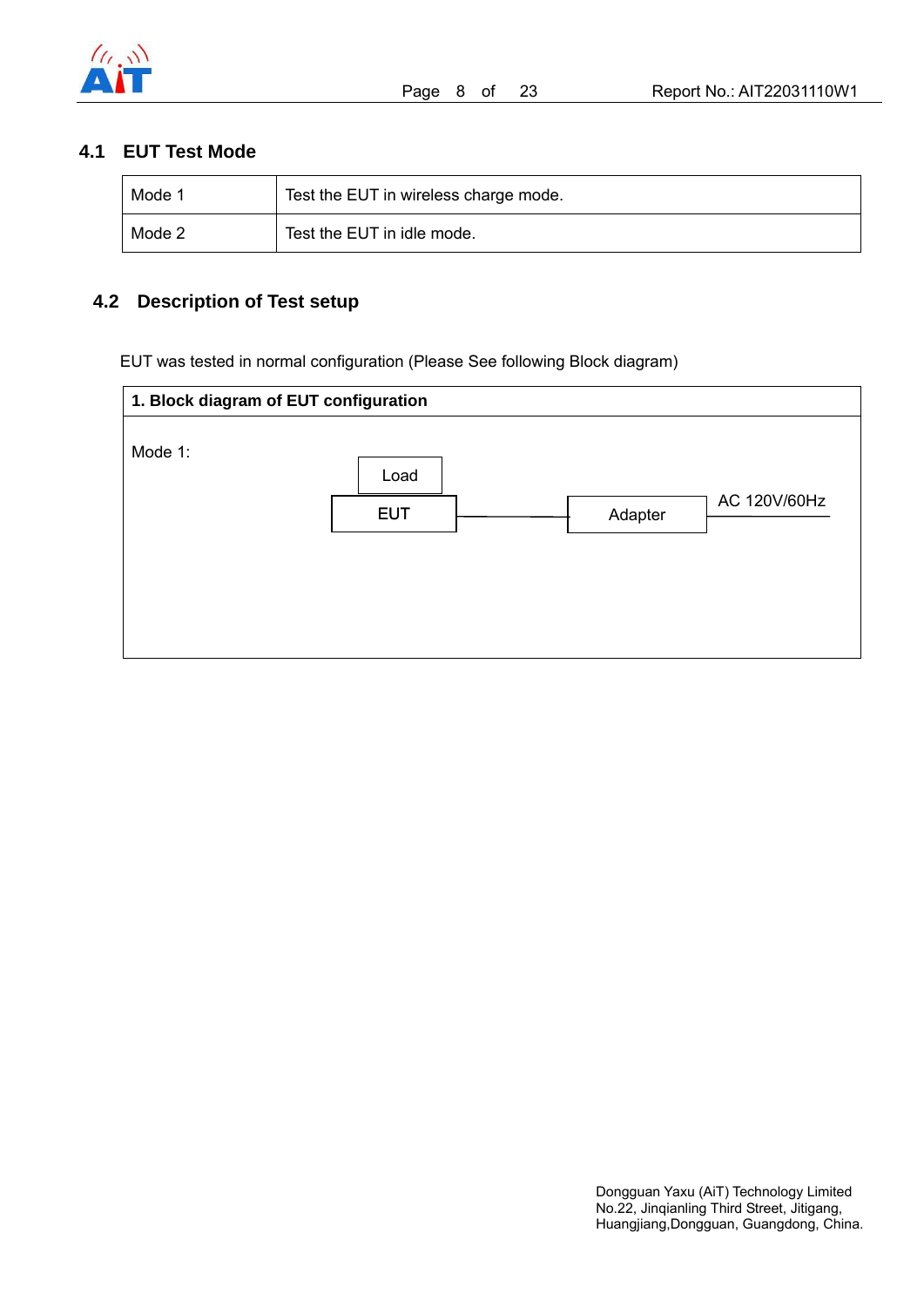## 4.1 EUT Test Mode

| Mode 1 | Test the EUT in wireless charge mode. |
|---|---|
| Mode 2 | Test the EUT in idle mode. |

## 4.2 Description of Test setup

EUT was tested in normal configuration (Please See following Block diagram)

**1. Block diagram of EUT configuration**

Mode 1:

Load

EUT —— Adapter —— AC 120V/60Hz

Dongguan Yaxu (AiT) Technology Limited
No.22, Jinqianling Third Street, Jitigang,
Huangjiang,Dongguan, Guangdong, China.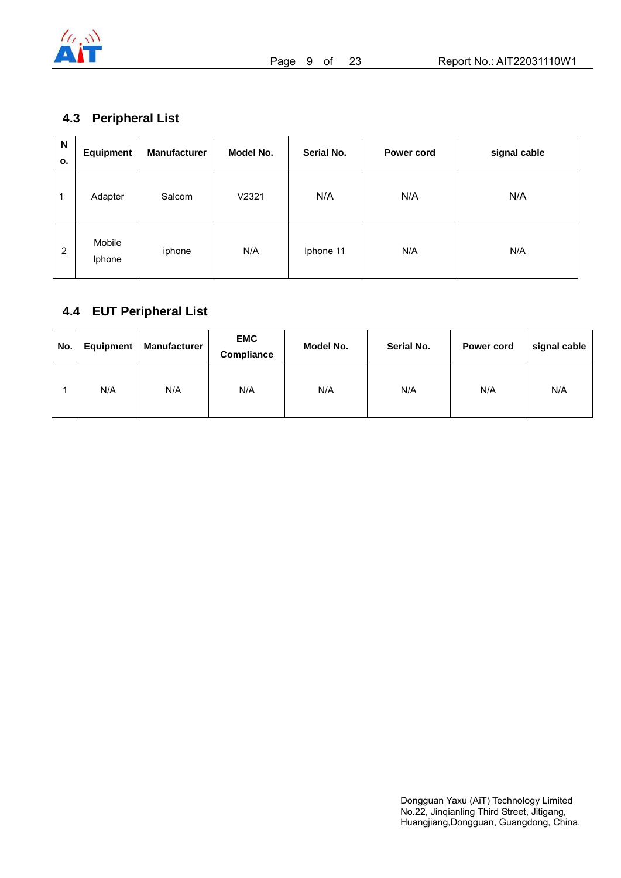## 4.3 Peripheral List

| No. | Equipment | Manufacturer | Model No. | Serial No. | Power cord | signal cable |
|---|---|---|---|---|---|---|
| 1 | Adapter | Salcom | V2321 | N/A | N/A | N/A |
| 2 | Mobile Iphone | iphone | N/A | Iphone 11 | N/A | N/A |

## 4.4 EUT Peripheral List

| No. | Equipment | Manufacturer | EMC Compliance | Model No. | Serial No. | Power cord | signal cable |
|---|---|---|---|---|---|---|---|
| 1 | N/A | N/A | N/A | N/A | N/A | N/A | N/A |

Dongguan Yaxu (AiT) Technology Limited
No.22, Jinqianling Third Street, Jitigang,
Huangjiang,Dongguan, Guangdong, China.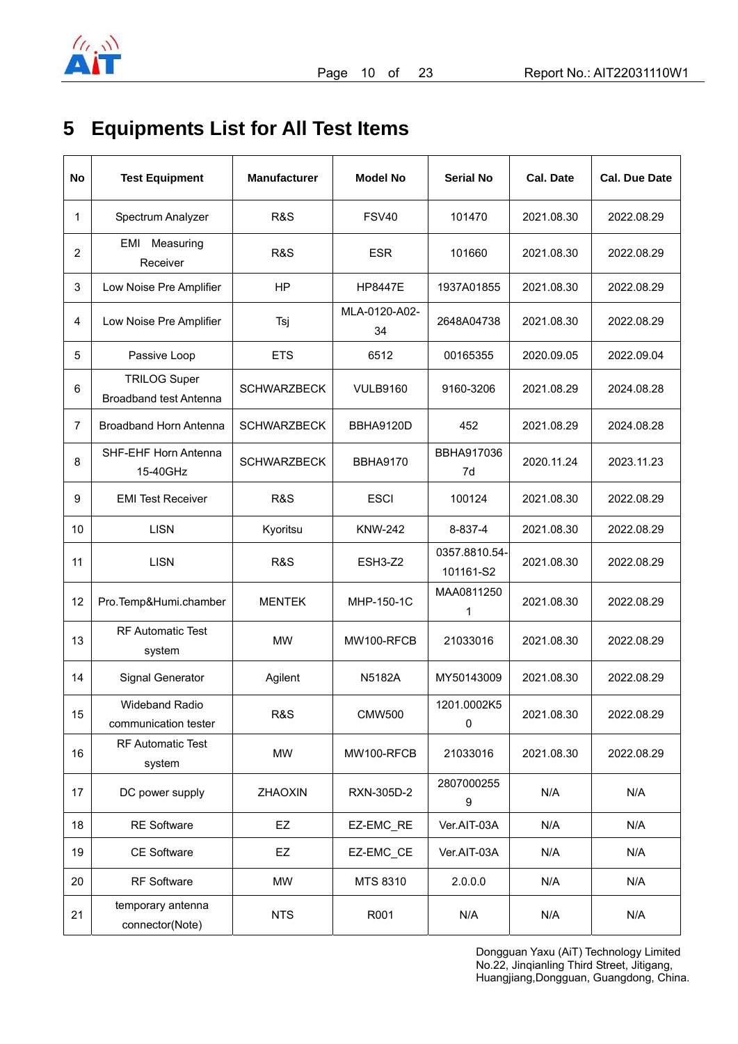# 5 Equipments List for All Test Items

| No | Test Equipment | Manufacturer | Model No | Serial No | Cal. Date | Cal. Due Date |
|---|---|---|---|---|---|---|
| 1 | Spectrum Analyzer | R&S | FSV40 | 101470 | 2021.08.30 | 2022.08.29 |
| 2 | EMI Measuring Receiver | R&S | ESR | 101660 | 2021.08.30 | 2022.08.29 |
| 3 | Low Noise Pre Amplifier | HP | HP8447E | 1937A01855 | 2021.08.30 | 2022.08.29 |
| 4 | Low Noise Pre Amplifier | Tsj | MLA-0120-A02-34 | 2648A04738 | 2021.08.30 | 2022.08.29 |
| 5 | Passive Loop | ETS | 6512 | 00165355 | 2020.09.05 | 2022.09.04 |
| 6 | TRILOG Super Broadband test Antenna | SCHWARZBECK | VULB9160 | 9160-3206 | 2021.08.29 | 2024.08.28 |
| 7 | Broadband Horn Antenna | SCHWARZBECK | BBHA9120D | 452 | 2021.08.29 | 2024.08.28 |
| 8 | SHF-EHF Horn Antenna 15-40GHz | SCHWARZBECK | BBHA9170 | BBHA9170367d | 2020.11.24 | 2023.11.23 |
| 9 | EMI Test Receiver | R&S | ESCI | 100124 | 2021.08.30 | 2022.08.29 |
| 10 | LISN | Kyoritsu | KNW-242 | 8-837-4 | 2021.08.30 | 2022.08.29 |
| 11 | LISN | R&S | ESH3-Z2 | 0357.8810.54-101161-S2 | 2021.08.30 | 2022.08.29 |
| 12 | Pro.Temp&Humi.chamber | MENTEK | MHP-150-1C | MAA08112501 | 2021.08.30 | 2022.08.29 |
| 13 | RF Automatic Test system | MW | MW100-RFCB | 21033016 | 2021.08.30 | 2022.08.29 |
| 14 | Signal Generator | Agilent | N5182A | MY50143009 | 2021.08.30 | 2022.08.29 |
| 15 | Wideband Radio communication tester | R&S | CMW500 | 1201.0002K50 | 2021.08.30 | 2022.08.29 |
| 16 | RF Automatic Test system | MW | MW100-RFCB | 21033016 | 2021.08.30 | 2022.08.29 |
| 17 | DC power supply | ZHAOXIN | RXN-305D-2 | 28070002559 | N/A | N/A |
| 18 | RE Software | EZ | EZ-EMC_RE | Ver.AIT-03A | N/A | N/A |
| 19 | CE Software | EZ | EZ-EMC_CE | Ver.AIT-03A | N/A | N/A |
| 20 | RF Software | MW | MTS 8310 | 2.0.0.0 | N/A | N/A |
| 21 | temporary antenna connector(Note) | NTS | R001 | N/A | N/A | N/A |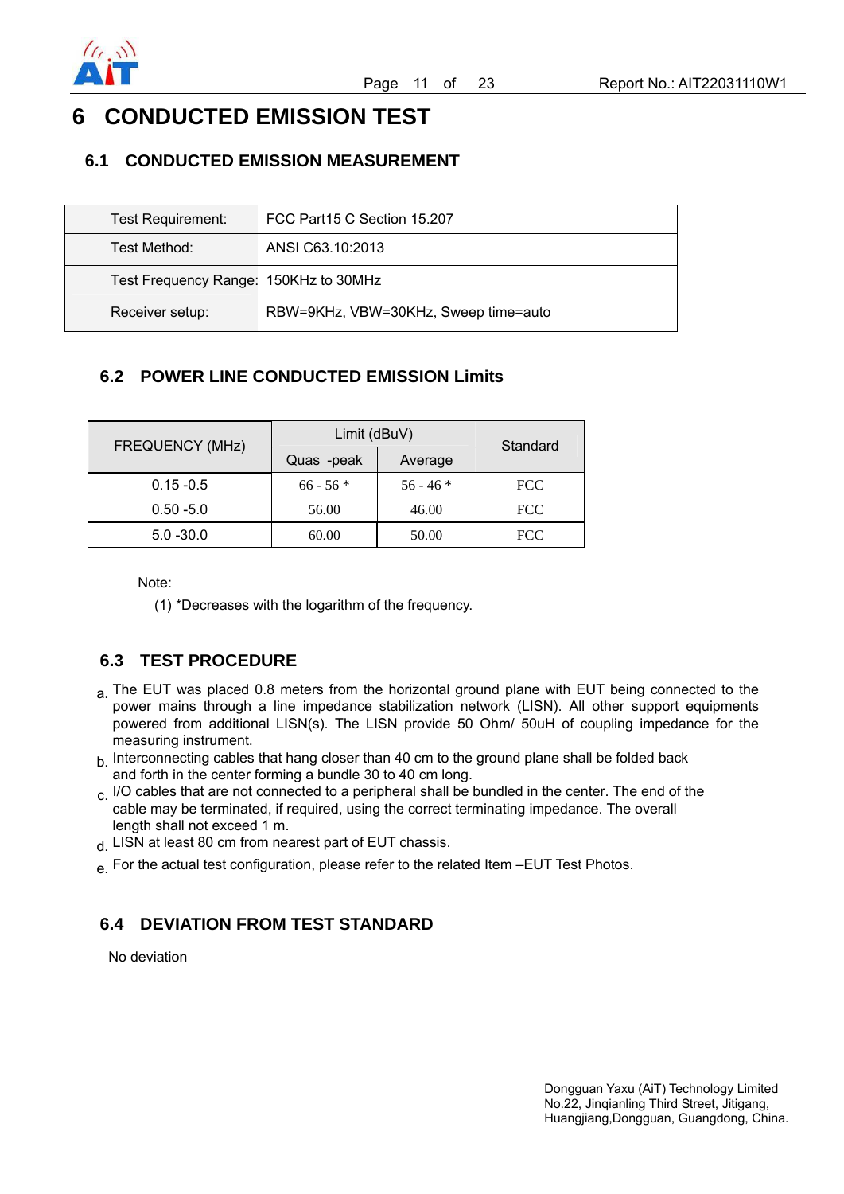# 6 CONDUCTED EMISSION TEST

## 6.1 CONDUCTED EMISSION MEASUREMENT

| Test Requirement: | FCC Part15 C Section 15.207 |
|---|---|
| Test Method: | ANSI C63.10:2013 |
| Test Frequency Range: | 150KHz to 30MHz |
| Receiver setup: | RBW=9KHz, VBW=30KHz, Sweep time=auto |

## 6.2 POWER LINE CONDUCTED EMISSION Limits

| FREQUENCY (MHz) | Limit (dBuV) | | Standard |
|---|---|---|---|
| | Quas -peak | Average | |
| 0.15 -0.5 | 66 - 56 * | 56 - 46 * | FCC |
| 0.50 -5.0 | 56.00 | 46.00 | FCC |
| 5.0 -30.0 | 60.00 | 50.00 | FCC |

Note:

(1) *Decreases with the logarithm of the frequency.

## 6.3 TEST PROCEDURE

a. The EUT was placed 0.8 meters from the horizontal ground plane with EUT being connected to the power mains through a line impedance stabilization network (LISN). All other support equipments powered from additional LISN(s). The LISN provide 50 Ohm/ 50uH of coupling impedance for the measuring instrument.
b. Interconnecting cables that hang closer than 40 cm to the ground plane shall be folded back and forth in the center forming a bundle 30 to 40 cm long.
c. I/O cables that are not connected to a peripheral shall be bundled in the center. The end of the cable may be terminated, if required, using the correct terminating impedance. The overall length shall not exceed 1 m.
d. LISN at least 80 cm from nearest part of EUT chassis.
e. For the actual test configuration, please refer to the related Item –EUT Test Photos.

## 6.4 DEVIATION FROM TEST STANDARD

No deviation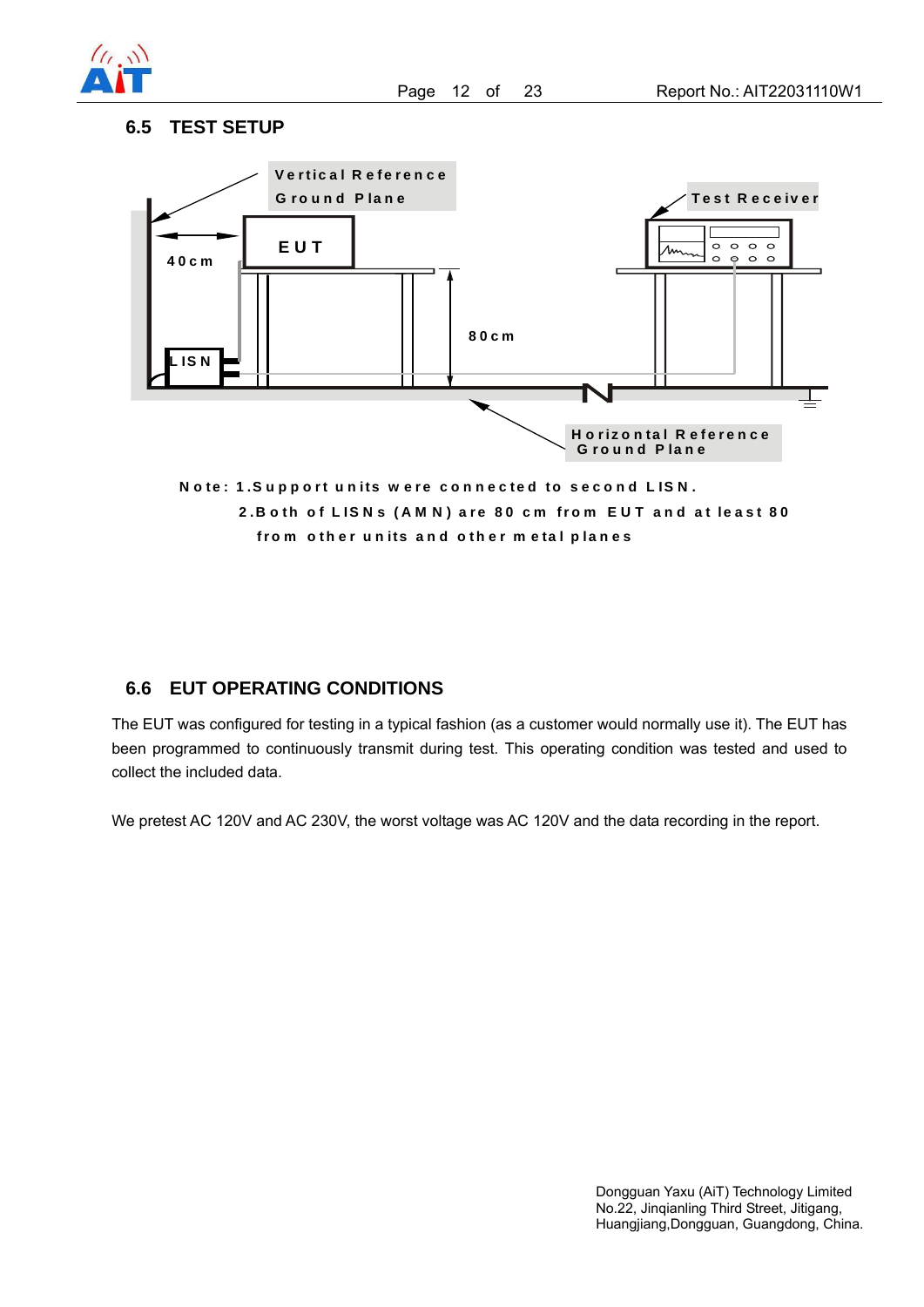## 6.5 TEST SETUP

Vertical Reference Ground Plane

Test Receiver

EUT

40cm

80cm

LISN

Horizontal Reference Ground Plane

Note: 1.Support units were connected to second LISN.

2.Both of LISNs (AMN) are 80 cm from EUT and at least 80 from other units and other metal planes

## 6.6 EUT OPERATING CONDITIONS

The EUT was configured for testing in a typical fashion (as a customer would normally use it). The EUT has been programmed to continuously transmit during test. This operating condition was tested and used to collect the included data.

We pretest AC 120V and AC 230V, the worst voltage was AC 120V and the data recording in the report.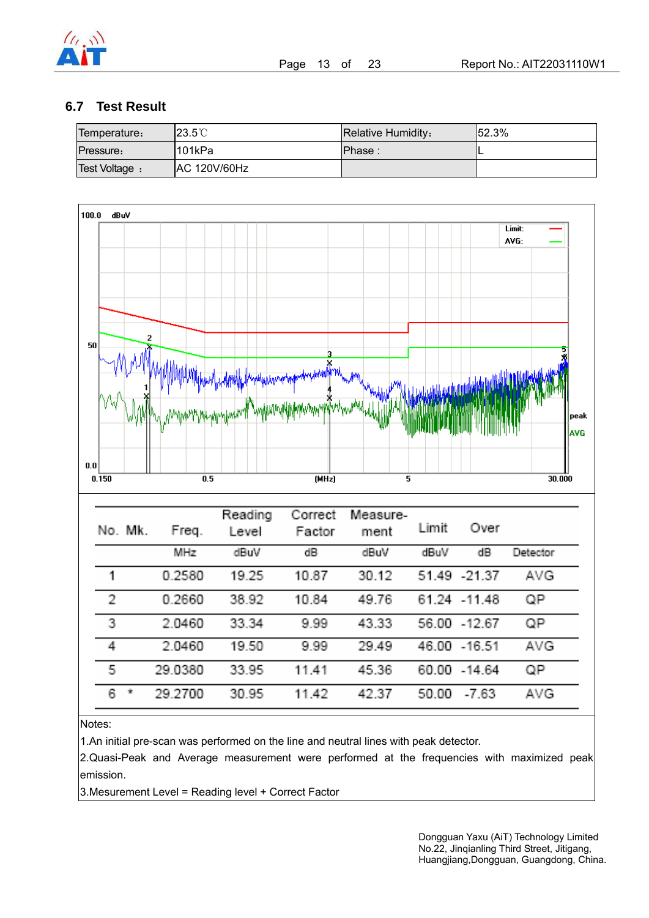## 6.7 Test Result

| Temperature: | 23.5℃ | Relative Humidity: | 52.3% |
|---|---|---|---|
| Pressure: | 101kPa | Phase : | L |
| Test Voltage : | AC 120V/60Hz | | |

| No. | Mk. | Freq. | Reading Level | Correct Factor | Measure-ment | Limit | Over | |
|---|---|---|---|---|---|---|---|---|
| | | MHz | dBuV | dB | dBuV | dBuV | dB | Detector |
| 1 | | 0.2580 | 19.25 | 10.87 | 30.12 | 51.49 | -21.37 | AVG |
| 2 | | 0.2660 | 38.92 | 10.84 | 49.76 | 61.24 | -11.48 | QP |
| 3 | | 2.0460 | 33.34 | 9.99 | 43.33 | 56.00 | -12.67 | QP |
| 4 | | 2.0460 | 19.50 | 9.99 | 29.49 | 46.00 | -16.51 | AVG |
| 5 | | 29.0380 | 33.95 | 11.41 | 45.36 | 60.00 | -14.64 | QP |
| 6 | * | 29.2700 | 30.95 | 11.42 | 42.37 | 50.00 | -7.63 | AVG |

Notes:

1.An initial pre-scan was performed on the line and neutral lines with peak detector.

2.Quasi-Peak and Average measurement were performed at the frequencies with maximized peak emission.

3.Mesurement Level = Reading level + Correct Factor

Dongguan Yaxu (AiT) Technology Limited
No.22, Jinqianling Third Street, Jitigang,
Huangjiang,Dongguan, Guangdong, China.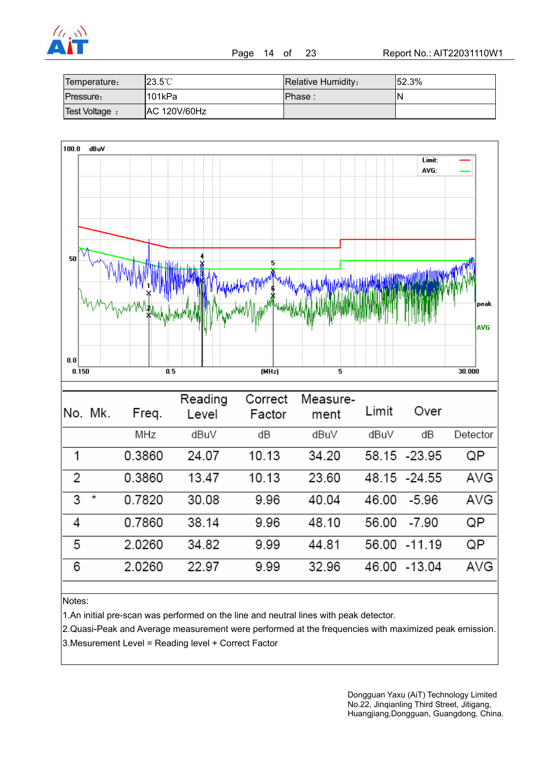| Temperature: | 23.5℃ | Relative Humidity: | 52.3% |
|---|---|---|---|
| Pressure: | 101kPa | Phase : | N |
| Test Voltage : | AC 120V/60Hz | | |

| No. | Mk. | Freq. | Reading Level | Correct Factor | Measure-ment | Limit | Over | |
|---|---|---|---|---|---|---|---|---|
| | | MHz | dBuV | dB | dBuV | dBuV | dB | Detector |
| 1 | | 0.3860 | 24.07 | 10.13 | 34.20 | 58.15 | -23.95 | QP |
| 2 | | 0.3860 | 13.47 | 10.13 | 23.60 | 48.15 | -24.55 | AVG |
| 3 | * | 0.7820 | 30.08 | 9.96 | 40.04 | 46.00 | -5.96 | AVG |
| 4 | | 0.7860 | 38.14 | 9.96 | 48.10 | 56.00 | -7.90 | QP |
| 5 | | 2.0260 | 34.82 | 9.99 | 44.81 | 56.00 | -11.19 | QP |
| 6 | | 2.0260 | 22.97 | 9.99 | 32.96 | 46.00 | -13.04 | AVG |

Notes:

1.An initial pre-scan was performed on the line and neutral lines with peak detector.

2.Quasi-Peak and Average measurement were performed at the frequencies with maximized peak emission.

3.Mesurement Level = Reading level + Correct Factor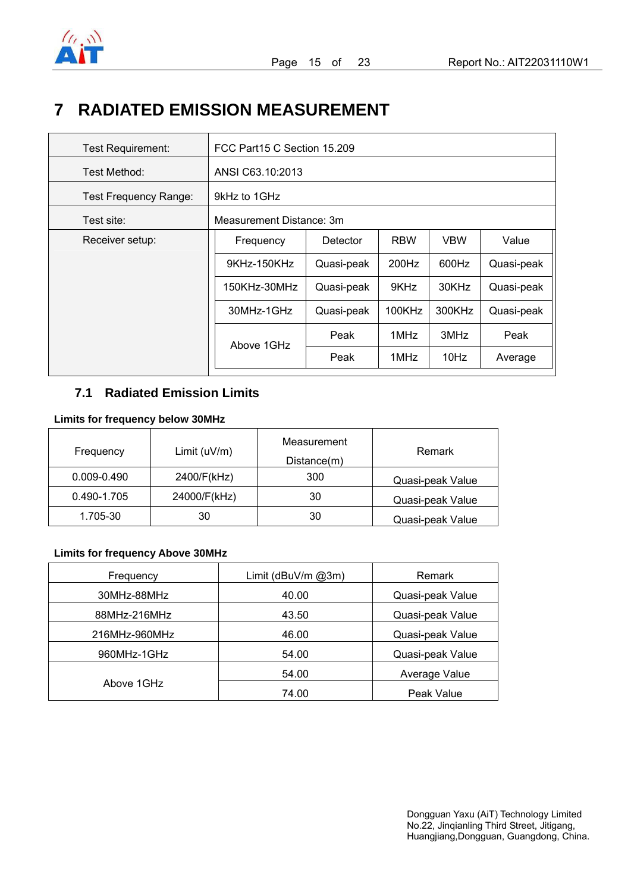# 7 RADIATED EMISSION MEASUREMENT

| Test Requirement: | FCC Part15 C Section 15.209 | | | | |
|---|---|---|---|---|---|
| Test Method: | ANSI C63.10:2013 | | | | |
| Test Frequency Range: | 9kHz to 1GHz | | | | |
| Test site: | Measurement Distance: 3m | | | | |
| Receiver setup: | Frequency | Detector | RBW | VBW | Value |
| | 9KHz-150KHz | Quasi-peak | 200Hz | 600Hz | Quasi-peak |
| | 150KHz-30MHz | Quasi-peak | 9KHz | 30KHz | Quasi-peak |
| | 30MHz-1GHz | Quasi-peak | 100KHz | 300KHz | Quasi-peak |
| | Above 1GHz | Peak | 1MHz | 3MHz | Peak |
| | | Peak | 1MHz | 10Hz | Average |

## 7.1 Radiated Emission Limits

**Limits for frequency below 30MHz**

| Frequency | Limit (uV/m) | Measurement Distance(m) | Remark |
|---|---|---|---|
| 0.009-0.490 | 2400/F(kHz) | 300 | Quasi-peak Value |
| 0.490-1.705 | 24000/F(kHz) | 30 | Quasi-peak Value |
| 1.705-30 | 30 | 30 | Quasi-peak Value |

**Limits for frequency Above 30MHz**

| Frequency | Limit (dBuV/m @3m) | Remark |
|---|---|---|
| 30MHz-88MHz | 40.00 | Quasi-peak Value |
| 88MHz-216MHz | 43.50 | Quasi-peak Value |
| 216MHz-960MHz | 46.00 | Quasi-peak Value |
| 960MHz-1GHz | 54.00 | Quasi-peak Value |
| Above 1GHz | 54.00 | Average Value |
| | 74.00 | Peak Value |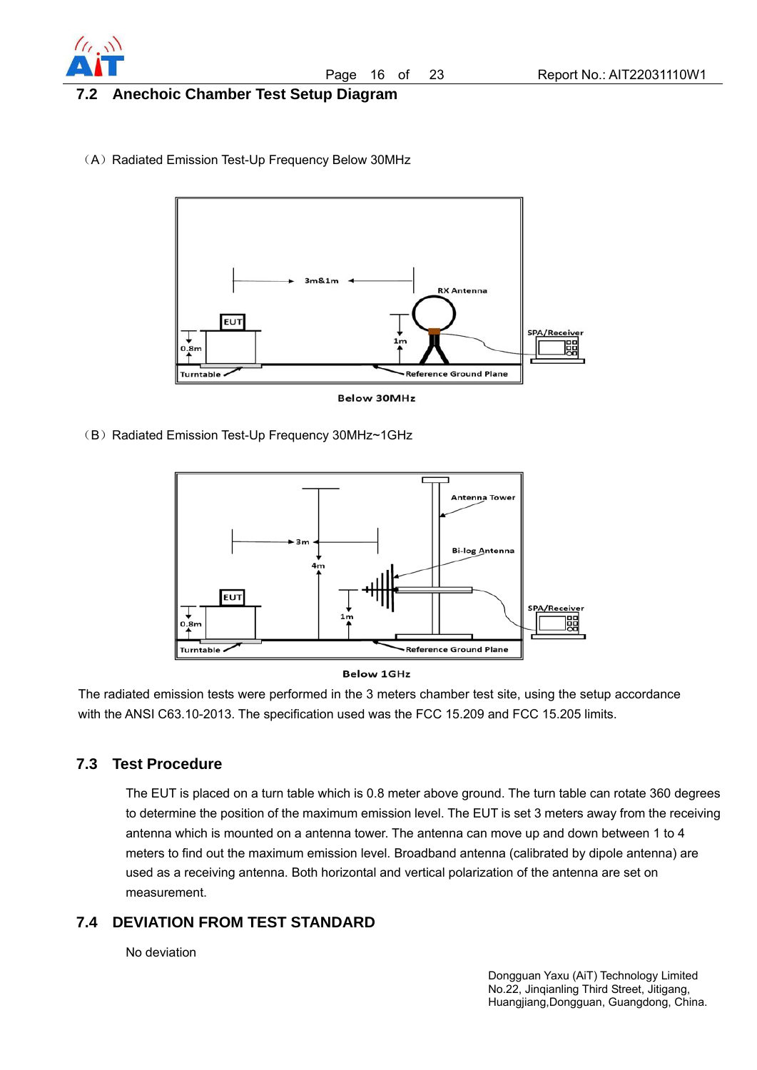## 7.2 Anechoic Chamber Test Setup Diagram

（A）Radiated Emission Test-Up Frequency Below 30MHz

Below 30MHz

（B）Radiated Emission Test-Up Frequency 30MHz~1GHz

Below 1GHz

The radiated emission tests were performed in the 3 meters chamber test site, using the setup accordance with the ANSI C63.10-2013. The specification used was the FCC 15.209 and FCC 15.205 limits.

## 7.3 Test Procedure

The EUT is placed on a turn table which is 0.8 meter above ground. The turn table can rotate 360 degrees to determine the position of the maximum emission level. The EUT is set 3 meters away from the receiving antenna which is mounted on a antenna tower. The antenna can move up and down between 1 to 4 meters to find out the maximum emission level. Broadband antenna (calibrated by dipole antenna) are used as a receiving antenna. Both horizontal and vertical polarization of the antenna are set on measurement.

## 7.4 DEVIATION FROM TEST STANDARD

No deviation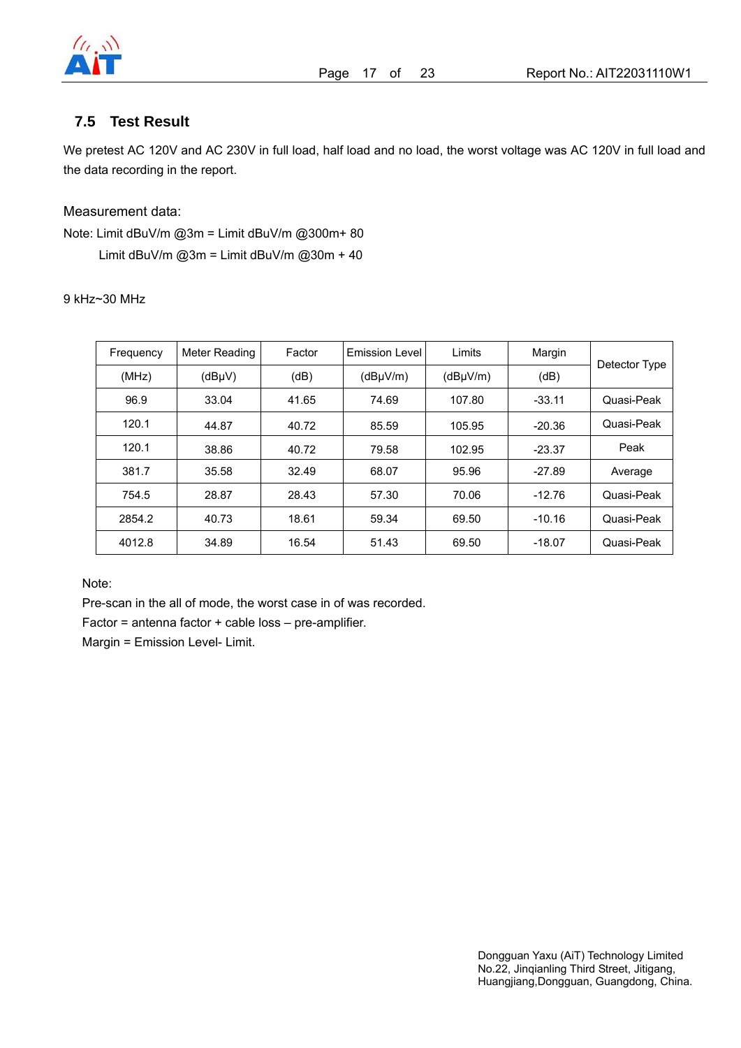## 7.5 Test Result

We pretest AC 120V and AC 230V in full load, half load and no load, the worst voltage was AC 120V in full load and the data recording in the report.

Measurement data:

Note: Limit dBuV/m @3m = Limit dBuV/m @300m+ 80

Limit dBuV/m @3m = Limit dBuV/m @30m + 40

9 kHz~30 MHz

| Frequency (MHz) | Meter Reading (dBμV) | Factor (dB) | Emission Level (dBμV/m) | Limits (dBμV/m) | Margin (dB) | Detector Type |
|---|---|---|---|---|---|---|
| 96.9 | 33.04 | 41.65 | 74.69 | 107.80 | -33.11 | Quasi-Peak |
| 120.1 | 44.87 | 40.72 | 85.59 | 105.95 | -20.36 | Quasi-Peak |
| 120.1 | 38.86 | 40.72 | 79.58 | 102.95 | -23.37 | Peak |
| 381.7 | 35.58 | 32.49 | 68.07 | 95.96 | -27.89 | Average |
| 754.5 | 28.87 | 28.43 | 57.30 | 70.06 | -12.76 | Quasi-Peak |
| 2854.2 | 40.73 | 18.61 | 59.34 | 69.50 | -10.16 | Quasi-Peak |
| 4012.8 | 34.89 | 16.54 | 51.43 | 69.50 | -18.07 | Quasi-Peak |

Note:

Pre-scan in the all of mode, the worst case in of was recorded.

Factor = antenna factor + cable loss – pre-amplifier.

Margin = Emission Level- Limit.

Dongguan Yaxu (AiT) Technology Limited
No.22, Jinqianling Third Street, Jitigang,
Huangjiang,Dongguan, Guangdong, China.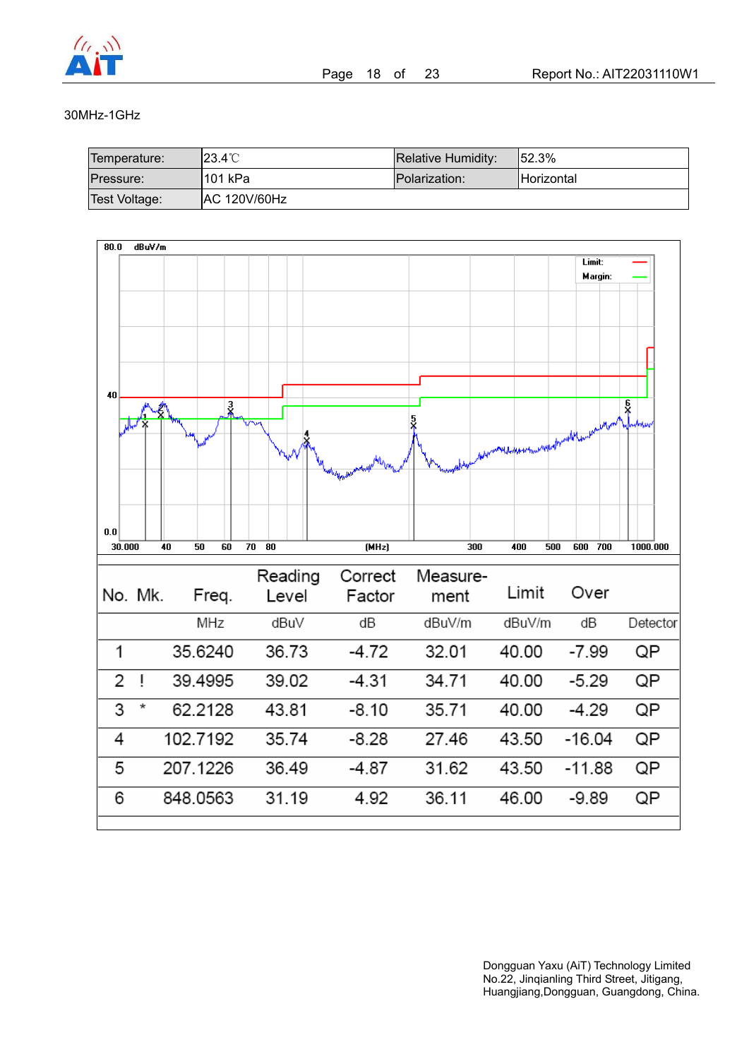30MHz-1GHz

| Temperature: | 23.4℃ | Relative Humidity: | 52.3% |
|---|---|---|---|
| Pressure: | 101 kPa | Polarization: | Horizontal |
| Test Voltage: | AC 120V/60Hz | | |

| No. | Mk. | Freq. | Reading Level | Correct Factor | Measure-ment | Limit | Over | |
|---|---|---|---|---|---|---|---|---|
| | | MHz | dBuV | dB | dBuV/m | dBuV/m | dB | Detector |
| 1 | | 35.6240 | 36.73 | -4.72 | 32.01 | 40.00 | -7.99 | QP |
| 2 | ! | 39.4995 | 39.02 | -4.31 | 34.71 | 40.00 | -5.29 | QP |
| 3 | * | 62.2128 | 43.81 | -8.10 | 35.71 | 40.00 | -4.29 | QP |
| 4 | | 102.7192 | 35.74 | -8.28 | 27.46 | 43.50 | -16.04 | QP |
| 5 | | 207.1226 | 36.49 | -4.87 | 31.62 | 43.50 | -11.88 | QP |
| 6 | | 848.0563 | 31.19 | 4.92 | 36.11 | 46.00 | -9.89 | QP |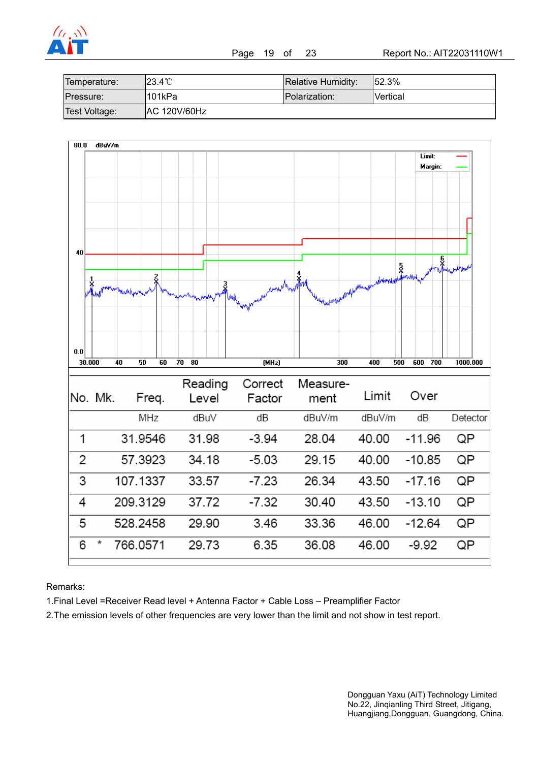| Temperature: | 23.4℃ | Relative Humidity: | 52.3% |
|---|---|---|---|
| Pressure: | 101kPa | Polarization: | Vertical |
| Test Voltage: | AC 120V/60Hz | | |

| No. | Mk. | Freq. | Reading Level | Correct Factor | Measure-ment | Limit | Over | |
|---|---|---|---|---|---|---|---|---|
| | | MHz | dBuV | dB | dBuV/m | dBuV/m | dB | Detector |
| 1 | | 31.9546 | 31.98 | -3.94 | 28.04 | 40.00 | -11.96 | QP |
| 2 | | 57.3923 | 34.18 | -5.03 | 29.15 | 40.00 | -10.85 | QP |
| 3 | | 107.1337 | 33.57 | -7.23 | 26.34 | 43.50 | -17.16 | QP |
| 4 | | 209.3129 | 37.72 | -7.32 | 30.40 | 43.50 | -13.10 | QP |
| 5 | | 528.2458 | 29.90 | 3.46 | 33.36 | 46.00 | -12.64 | QP |
| 6 | * | 766.0571 | 29.73 | 6.35 | 36.08 | 46.00 | -9.92 | QP |

Remarks:

1.Final Level =Receiver Read level + Antenna Factor + Cable Loss – Preamplifier Factor

2.The emission levels of other frequencies are very lower than the limit and not show in test report.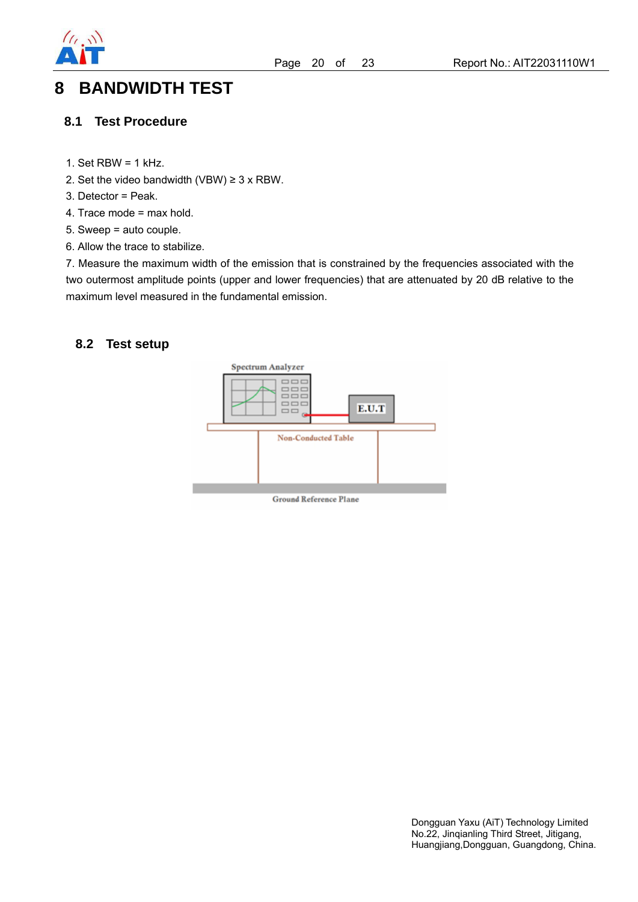# 8 BANDWIDTH TEST

## 8.1 Test Procedure

1. Set RBW = 1 kHz.
2. Set the video bandwidth (VBW) ≥ 3 x RBW.
3. Detector = Peak.
4. Trace mode = max hold.
5. Sweep = auto couple.
6. Allow the trace to stabilize.
7. Measure the maximum width of the emission that is constrained by the frequencies associated with the two outermost amplitude points (upper and lower frequencies) that are attenuated by 20 dB relative to the maximum level measured in the fundamental emission.

## 8.2 Test setup

Spectrum Analyzer

E.U.T

Non-Conducted Table

Ground Reference Plane

Dongguan Yaxu (AiT) Technology Limited
No.22, Jinqianling Third Street, Jitigang,
Huangjiang,Dongguan, Guangdong, China.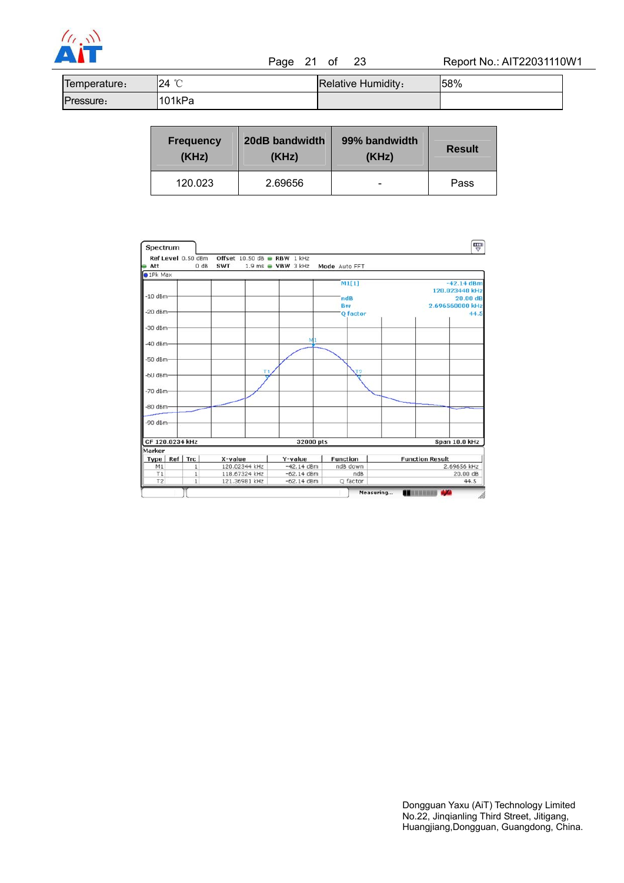| Temperature： | 24 ℃ | Relative Humidity： | 58% |
|---|---|---|---|
| Pressure： | 101kPa | | |

| Frequency (KHz) | 20dB bandwidth (KHz) | 99% bandwidth (KHz) | Result |
|---|---|---|---|
| 120.023 | 2.69656 | - | Pass |

Spectrum

Ref Level 0.50 dBm Offset 10.50 dB RBW 1 kHz
Att 0 dB SWT 1.9 ms VBW 3 kHz Mode Auto FFT

1Pk Max

M1[1] -42.14 dBm 120.023440 kHz
ndB 20.00 dB
Bw 2.696560000 kHz
Q factor 44.5

CF 120.0234 kHz 32000 pts Span 10.0 kHz

Marker

| Type | Ref | Trc | X-value | Y-value | Function | Function Result |
|---|---|---|---|---|---|---|
| M1 | | 1 | 120.02344 kHz | -42.14 dBm | ndB down | 2.69656 kHz |
| T1 | | 1 | 118.67324 kHz | -62.14 dBm | ndB | 20.00 dB |
| T2 | | 1 | 121.36981 kHz | -62.14 dBm | Q factor | 44.5 |

Measuring...

Dongguan Yaxu (AiT) Technology Limited
No.22, Jinqianling Third Street, Jitigang,
Huangjiang,Dongguan, Guangdong, China.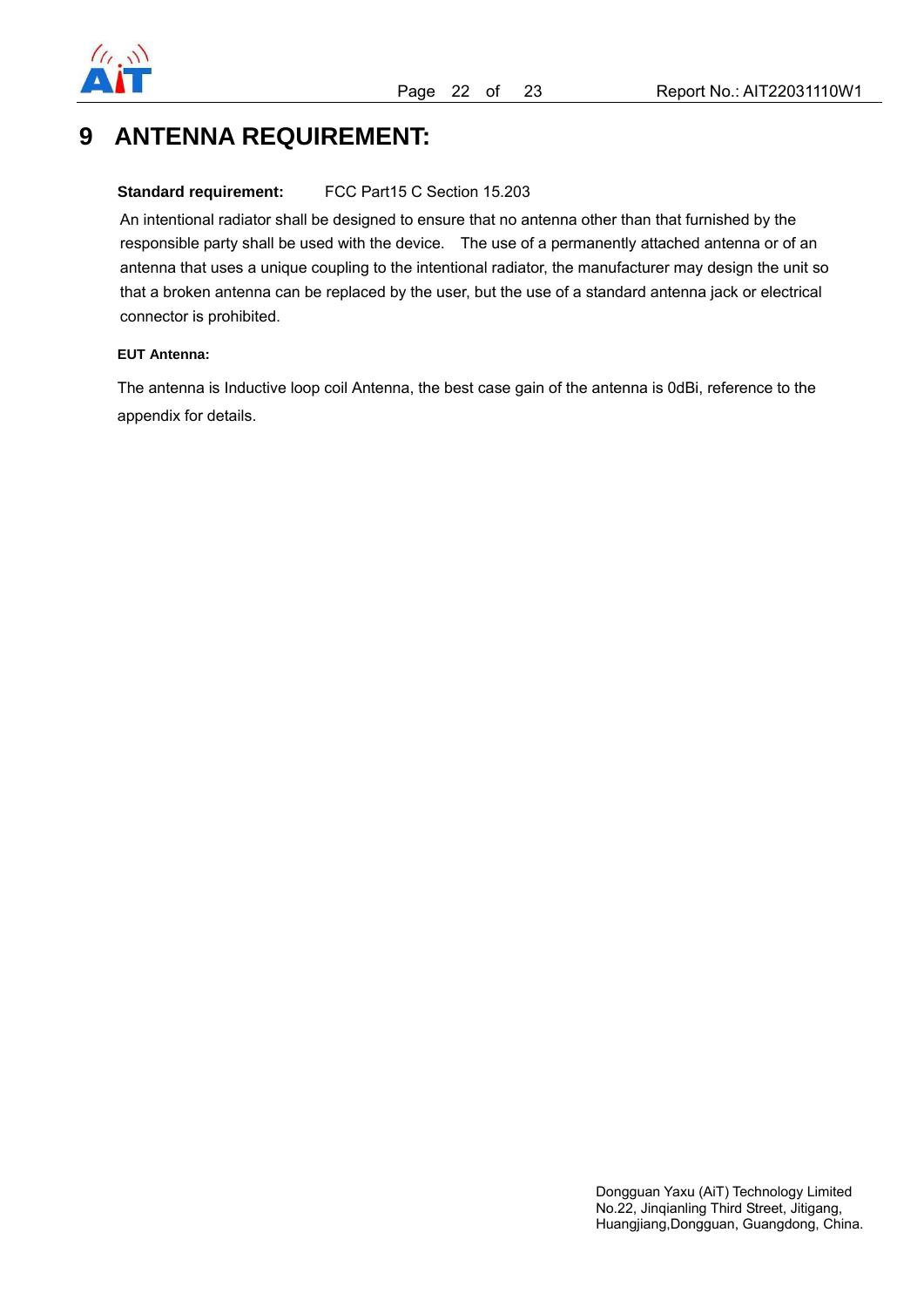# 9 ANTENNA REQUIREMENT:

**Standard requirement:** FCC Part15 C Section 15.203

An intentional radiator shall be designed to ensure that no antenna other than that furnished by the responsible party shall be used with the device. The use of a permanently attached antenna or of an antenna that uses a unique coupling to the intentional radiator, the manufacturer may design the unit so that a broken antenna can be replaced by the user, but the use of a standard antenna jack or electrical connector is prohibited.

**EUT Antenna:**

The antenna is Inductive loop coil Antenna, the best case gain of the antenna is 0dBi, reference to the appendix for details.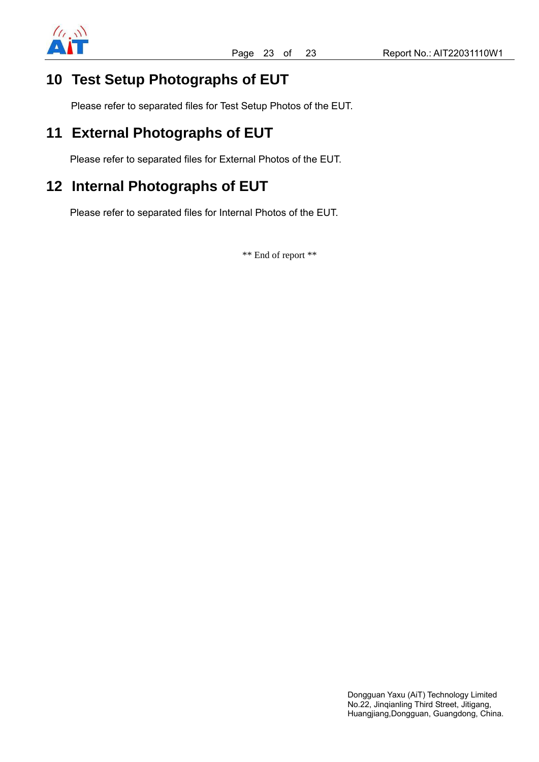# 10 Test Setup Photographs of EUT

Please refer to separated files for Test Setup Photos of the EUT.

# 11 External Photographs of EUT

Please refer to separated files for External Photos of the EUT.

# 12 Internal Photographs of EUT

Please refer to separated files for Internal Photos of the EUT.

** End of report **